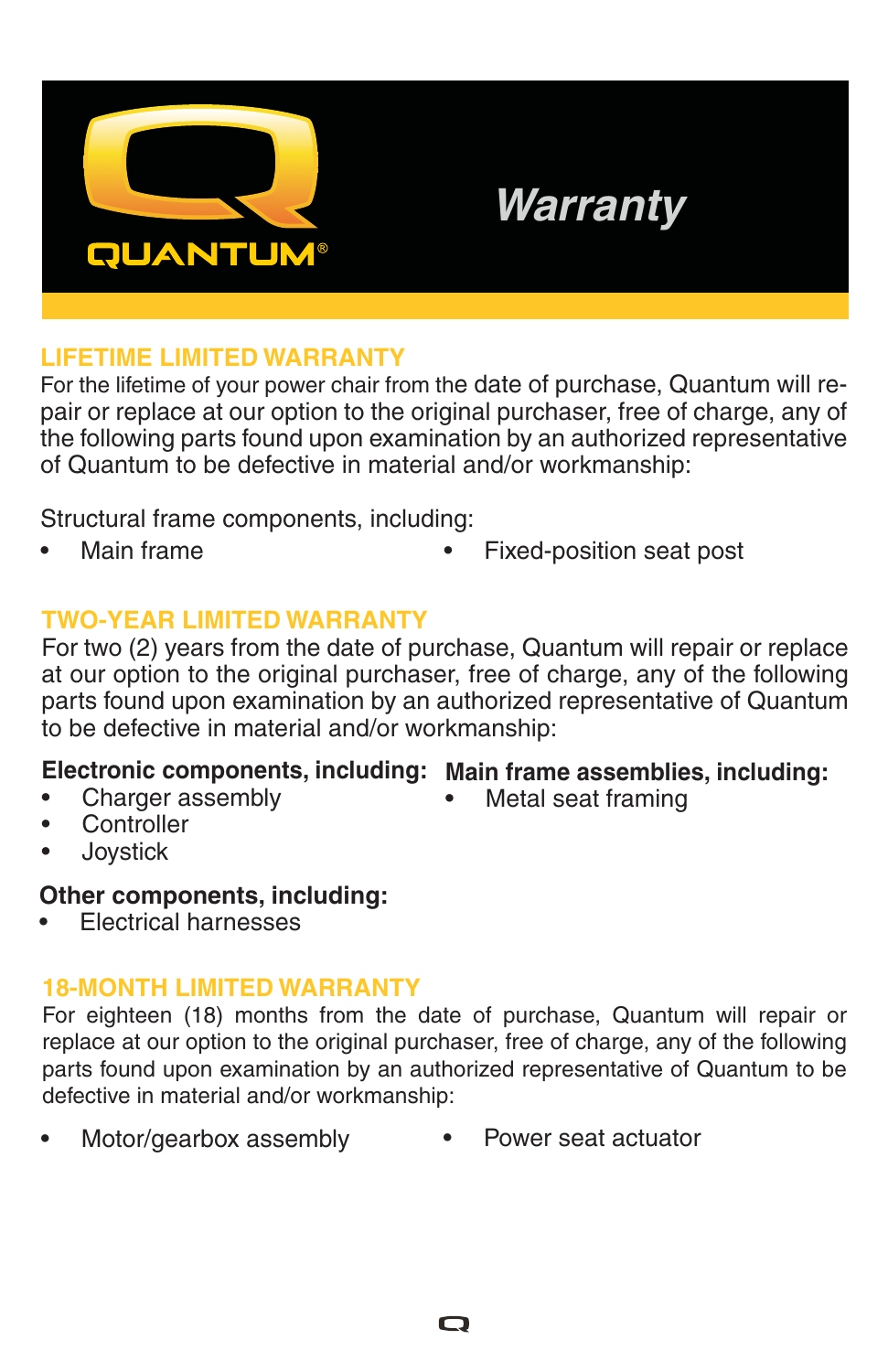QUANTUM®

# Warranty

## LIFETIME LIMITED WARRANTY

For the lifetime of your power chair from the date of purchase, Quantum will repair or replace at our option to the original purchaser, free of charge, any of the following parts found upon examination by an authorized representative of Quantum to be defective in material and/or workmanship:

Structural frame components, including:

- Main frame
- Fixed-position seat post

## TWO-YEAR LIMITED WARRANTY

For two (2) years from the date of purchase, Quantum will repair or replace at our option to the original purchaser, free of charge, any of the following parts found upon examination by an authorized representative of Quantum to be defective in material and/or workmanship:

**Electronic components, including:**

- Charger assembly
- Controller
- Joystick

**Main frame assemblies, including:**

- Metal seat framing

**Other components, including:**

- Electrical harnesses

## 18-MONTH LIMITED WARRANTY

For eighteen (18) months from the date of purchase, Quantum will repair or replace at our option to the original purchaser, free of charge, any of the following parts found upon examination by an authorized representative of Quantum to be defective in material and/or workmanship:

- Motor/gearbox assembly
- Power seat actuator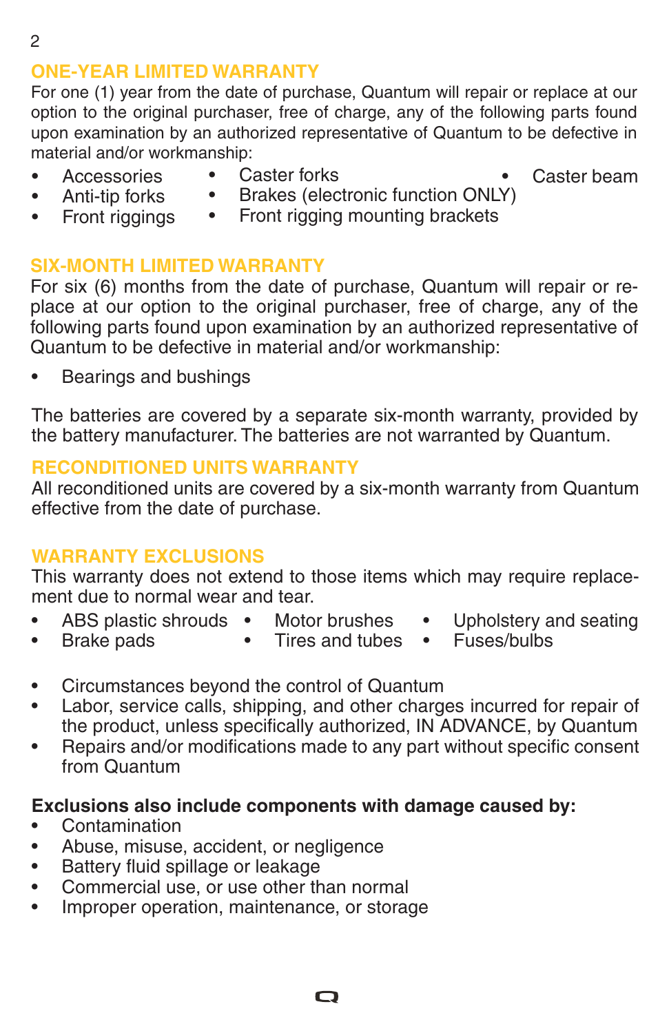## ONE-YEAR LIMITED WARRANTY

For one (1) year from the date of purchase, Quantum will repair or replace at our option to the original purchaser, free of charge, any of the following parts found upon examination by an authorized representative of Quantum to be defective in material and/or workmanship:

- Accessories
- Anti-tip forks
- Front riggings
- Caster forks
- Brakes (electronic function ONLY)
- Front rigging mounting brackets
- Caster beam

## SIX-MONTH LIMITED WARRANTY

For six (6) months from the date of purchase, Quantum will repair or replace at our option to the original purchaser, free of charge, any of the following parts found upon examination by an authorized representative of Quantum to be defective in material and/or workmanship:

- Bearings and bushings

The batteries are covered by a separate six-month warranty, provided by the battery manufacturer. The batteries are not warranted by Quantum.

## RECONDITIONED UNITS WARRANTY

All reconditioned units are covered by a six-month warranty from Quantum effective from the date of purchase.

## WARRANTY EXCLUSIONS

This warranty does not extend to those items which may require replacement due to normal wear and tear.

- ABS plastic shrouds
- Brake pads
- Motor brushes
- Tires and tubes
- Upholstery and seating
- Fuses/bulbs

- Circumstances beyond the control of Quantum
- Labor, service calls, shipping, and other charges incurred for repair of the product, unless specifically authorized, IN ADVANCE, by Quantum
- Repairs and/or modifications made to any part without specific consent from Quantum

**Exclusions also include components with damage caused by:**

- Contamination
- Abuse, misuse, accident, or negligence
- Battery fluid spillage or leakage
- Commercial use, or use other than normal
- Improper operation, maintenance, or storage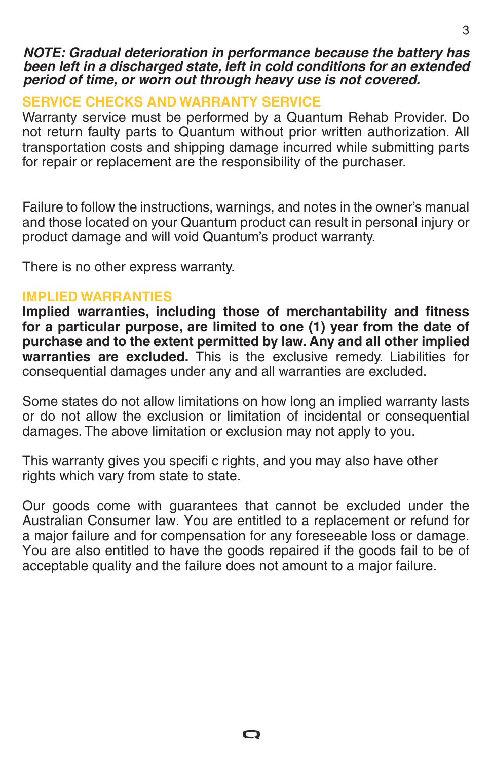***NOTE: Gradual deterioration in performance because the battery has been left in a discharged state, left in cold conditions for an extended period of time, or worn out through heavy use is not covered.***

## SERVICE CHECKS AND WARRANTY SERVICE

Warranty service must be performed by a Quantum Rehab Provider. Do not return faulty parts to Quantum without prior written authorization. All transportation costs and shipping damage incurred while submitting parts for repair or replacement are the responsibility of the purchaser.

Failure to follow the instructions, warnings, and notes in the owner's manual and those located on your Quantum product can result in personal injury or product damage and will void Quantum's product warranty.

There is no other express warranty.

## IMPLIED WARRANTIES

**Implied warranties, including those of merchantability and fitness for a particular purpose, are limited to one (1) year from the date of purchase and to the extent permitted by law. Any and all other implied warranties are excluded.** This is the exclusive remedy. Liabilities for consequential damages under any and all warranties are excluded.

Some states do not allow limitations on how long an implied warranty lasts or do not allow the exclusion or limitation of incidental or consequential damages. The above limitation or exclusion may not apply to you.

This warranty gives you specifi c rights, and you may also have other rights which vary from state to state.

Our goods come with guarantees that cannot be excluded under the Australian Consumer law. You are entitled to a replacement or refund for a major failure and for compensation for any foreseeable loss or damage. You are also entitled to have the goods repaired if the goods fail to be of acceptable quality and the failure does not amount to a major failure.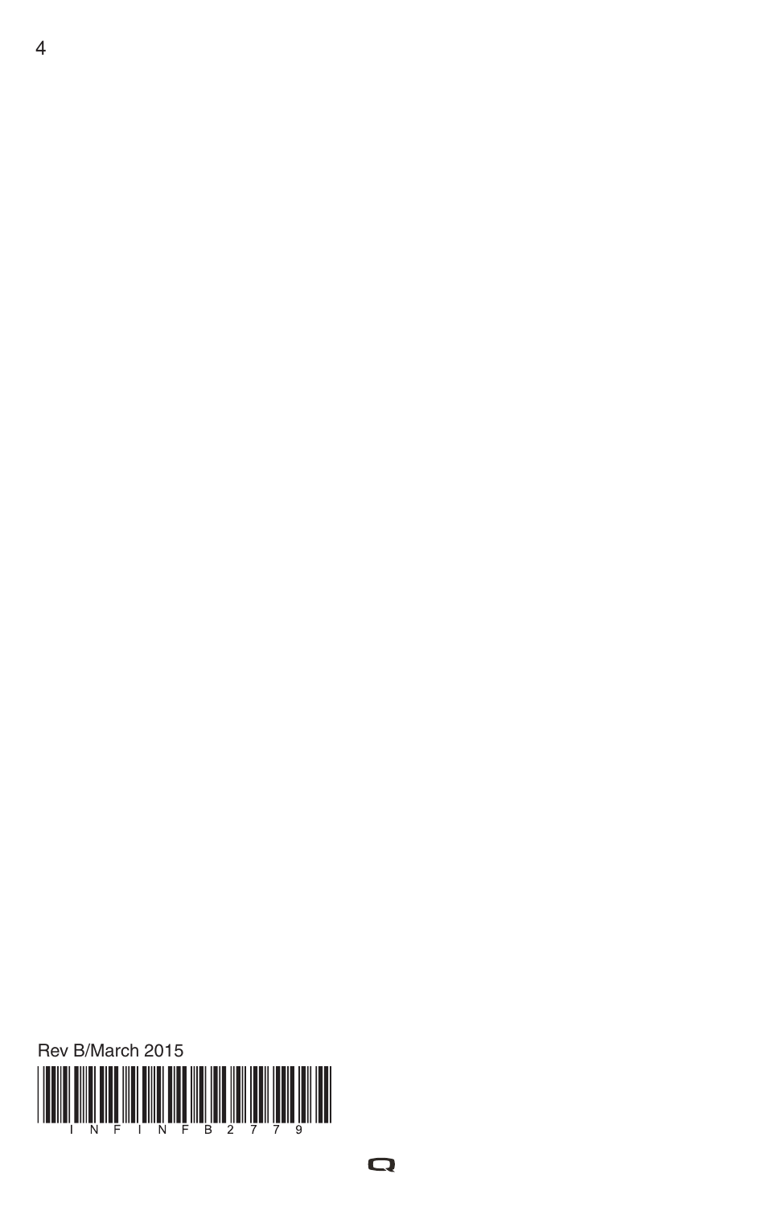Rev B/March 2015

I N F I N F B 2 7 7 9